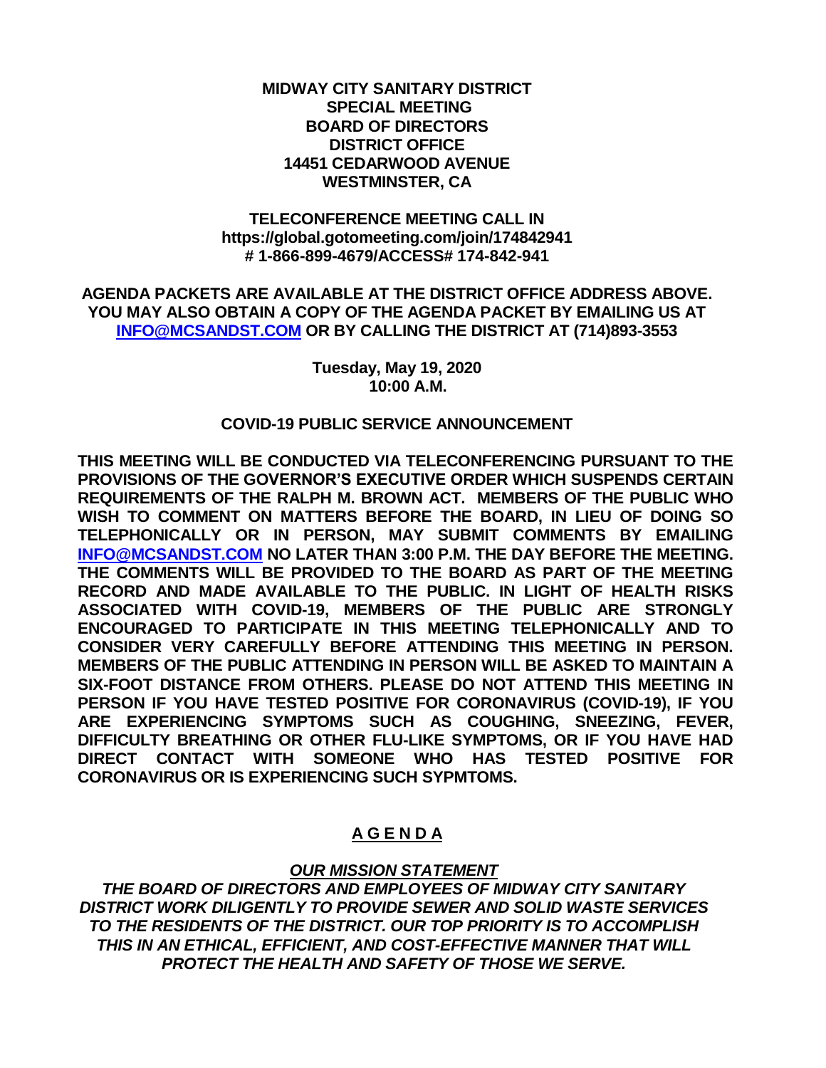**MIDWAY CITY SANITARY DISTRICT**
**SPECIAL MEETING**
**BOARD OF DIRECTORS**
**DISTRICT OFFICE**
**14451 CEDARWOOD AVENUE**
**WESTMINSTER, CA**

**TELECONFERENCE MEETING CALL IN**
**https://global.gotomeeting.com/join/174842941**
**# 1-866-899-4679/ACCESS# 174-842-941**

**AGENDA PACKETS ARE AVAILABLE AT THE DISTRICT OFFICE ADDRESS ABOVE. YOU MAY ALSO OBTAIN A COPY OF THE AGENDA PACKET BY EMAILING US AT [INFO@MCSANDST.COM](mailto:INFO@MCSANDST.COM) OR BY CALLING THE DISTRICT AT (714)893-3553**

**Tuesday, May 19, 2020**
**10:00 A.M.**

**COVID-19 PUBLIC SERVICE ANNOUNCEMENT**

**THIS MEETING WILL BE CONDUCTED VIA TELECONFERENCING PURSUANT TO THE PROVISIONS OF THE GOVERNOR'S EXECUTIVE ORDER WHICH SUSPENDS CERTAIN REQUIREMENTS OF THE RALPH M. BROWN ACT. MEMBERS OF THE PUBLIC WHO WISH TO COMMENT ON MATTERS BEFORE THE BOARD, IN LIEU OF DOING SO TELEPHONICALLY OR IN PERSON, MAY SUBMIT COMMENTS BY EMAILING [INFO@MCSANDST.COM](mailto:INFO@MCSANDST.COM) NO LATER THAN 3:00 P.M. THE DAY BEFORE THE MEETING. THE COMMENTS WILL BE PROVIDED TO THE BOARD AS PART OF THE MEETING RECORD AND MADE AVAILABLE TO THE PUBLIC. IN LIGHT OF HEALTH RISKS ASSOCIATED WITH COVID-19, MEMBERS OF THE PUBLIC ARE STRONGLY ENCOURAGED TO PARTICIPATE IN THIS MEETING TELEPHONICALLY AND TO CONSIDER VERY CAREFULLY BEFORE ATTENDING THIS MEETING IN PERSON. MEMBERS OF THE PUBLIC ATTENDING IN PERSON WILL BE ASKED TO MAINTAIN A SIX-FOOT DISTANCE FROM OTHERS. PLEASE DO NOT ATTEND THIS MEETING IN PERSON IF YOU HAVE TESTED POSITIVE FOR CORONAVIRUS (COVID-19), IF YOU ARE EXPERIENCING SYMPTOMS SUCH AS COUGHING, SNEEZING, FEVER, DIFFICULTY BREATHING OR OTHER FLU-LIKE SYMPTOMS, OR IF YOU HAVE HAD DIRECT CONTACT WITH SOMEONE WHO HAS TESTED POSITIVE FOR CORONAVIRUS OR IS EXPERIENCING SUCH SYPMTOMS.**

# A G E N D A

***OUR MISSION STATEMENT***

***THE BOARD OF DIRECTORS AND EMPLOYEES OF MIDWAY CITY SANITARY DISTRICT WORK DILIGENTLY TO PROVIDE SEWER AND SOLID WASTE SERVICES TO THE RESIDENTS OF THE DISTRICT. OUR TOP PRIORITY IS TO ACCOMPLISH THIS IN AN ETHICAL, EFFICIENT, AND COST-EFFECTIVE MANNER THAT WILL PROTECT THE HEALTH AND SAFETY OF THOSE WE SERVE.***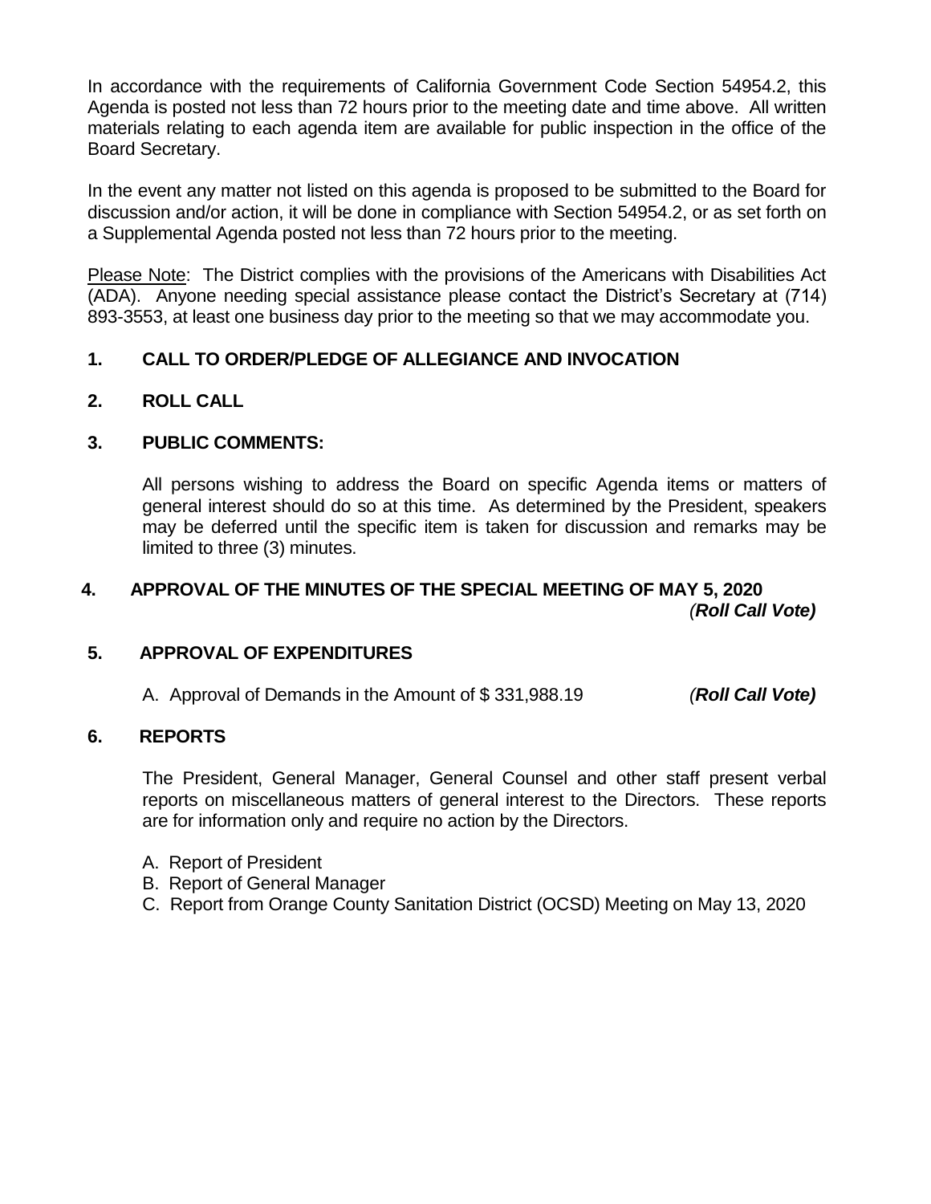In accordance with the requirements of California Government Code Section 54954.2, this Agenda is posted not less than 72 hours prior to the meeting date and time above. All written materials relating to each agenda item are available for public inspection in the office of the Board Secretary.

In the event any matter not listed on this agenda is proposed to be submitted to the Board for discussion and/or action, it will be done in compliance with Section 54954.2, or as set forth on a Supplemental Agenda posted not less than 72 hours prior to the meeting.

Please Note: The District complies with the provisions of the Americans with Disabilities Act (ADA). Anyone needing special assistance please contact the District's Secretary at (714) 893-3553, at least one business day prior to the meeting so that we may accommodate you.

**1. CALL TO ORDER/PLEDGE OF ALLEGIANCE AND INVOCATION**

**2. ROLL CALL**

**3. PUBLIC COMMENTS:**

All persons wishing to address the Board on specific Agenda items or matters of general interest should do so at this time. As determined by the President, speakers may be deferred until the specific item is taken for discussion and remarks may be limited to three (3) minutes.

**4. APPROVAL OF THE MINUTES OF THE SPECIAL MEETING OF MAY 5, 2020**
*(**Roll Call Vote)***

**5. APPROVAL OF EXPENDITURES**

A. Approval of Demands in the Amount of $ 331,988.19 *(**Roll Call Vote)***

**6. REPORTS**

The President, General Manager, General Counsel and other staff present verbal reports on miscellaneous matters of general interest to the Directors. These reports are for information only and require no action by the Directors.

A. Report of President
B. Report of General Manager
C. Report from Orange County Sanitation District (OCSD) Meeting on May 13, 2020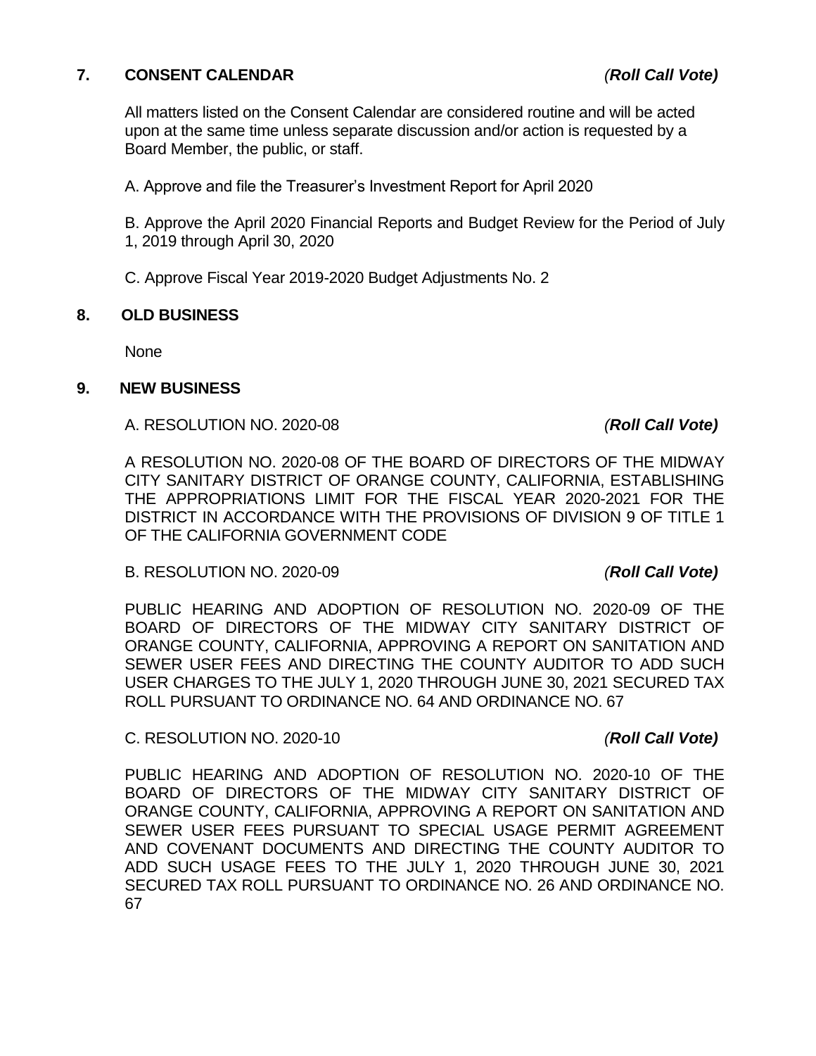## 7. CONSENT CALENDAR *(**Roll Call Vote)***

All matters listed on the Consent Calendar are considered routine and will be acted upon at the same time unless separate discussion and/or action is requested by a Board Member, the public, or staff.

A. Approve and file the Treasurer's Investment Report for April 2020

B. Approve the April 2020 Financial Reports and Budget Review for the Period of July 1, 2019 through April 30, 2020

C. Approve Fiscal Year 2019-2020 Budget Adjustments No. 2

## 8. OLD BUSINESS

None

## 9. NEW BUSINESS

A. RESOLUTION NO. 2020-08 *(**Roll Call Vote)***

A RESOLUTION NO. 2020-08 OF THE BOARD OF DIRECTORS OF THE MIDWAY CITY SANITARY DISTRICT OF ORANGE COUNTY, CALIFORNIA, ESTABLISHING THE APPROPRIATIONS LIMIT FOR THE FISCAL YEAR 2020-2021 FOR THE DISTRICT IN ACCORDANCE WITH THE PROVISIONS OF DIVISION 9 OF TITLE 1 OF THE CALIFORNIA GOVERNMENT CODE

B. RESOLUTION NO. 2020-09 *(**Roll Call Vote)***

PUBLIC HEARING AND ADOPTION OF RESOLUTION NO. 2020-09 OF THE BOARD OF DIRECTORS OF THE MIDWAY CITY SANITARY DISTRICT OF ORANGE COUNTY, CALIFORNIA, APPROVING A REPORT ON SANITATION AND SEWER USER FEES AND DIRECTING THE COUNTY AUDITOR TO ADD SUCH USER CHARGES TO THE JULY 1, 2020 THROUGH JUNE 30, 2021 SECURED TAX ROLL PURSUANT TO ORDINANCE NO. 64 AND ORDINANCE NO. 67

C. RESOLUTION NO. 2020-10 *(**Roll Call Vote)***

PUBLIC HEARING AND ADOPTION OF RESOLUTION NO. 2020-10 OF THE BOARD OF DIRECTORS OF THE MIDWAY CITY SANITARY DISTRICT OF ORANGE COUNTY, CALIFORNIA, APPROVING A REPORT ON SANITATION AND SEWER USER FEES PURSUANT TO SPECIAL USAGE PERMIT AGREEMENT AND COVENANT DOCUMENTS AND DIRECTING THE COUNTY AUDITOR TO ADD SUCH USAGE FEES TO THE JULY 1, 2020 THROUGH JUNE 30, 2021 SECURED TAX ROLL PURSUANT TO ORDINANCE NO. 26 AND ORDINANCE NO. 67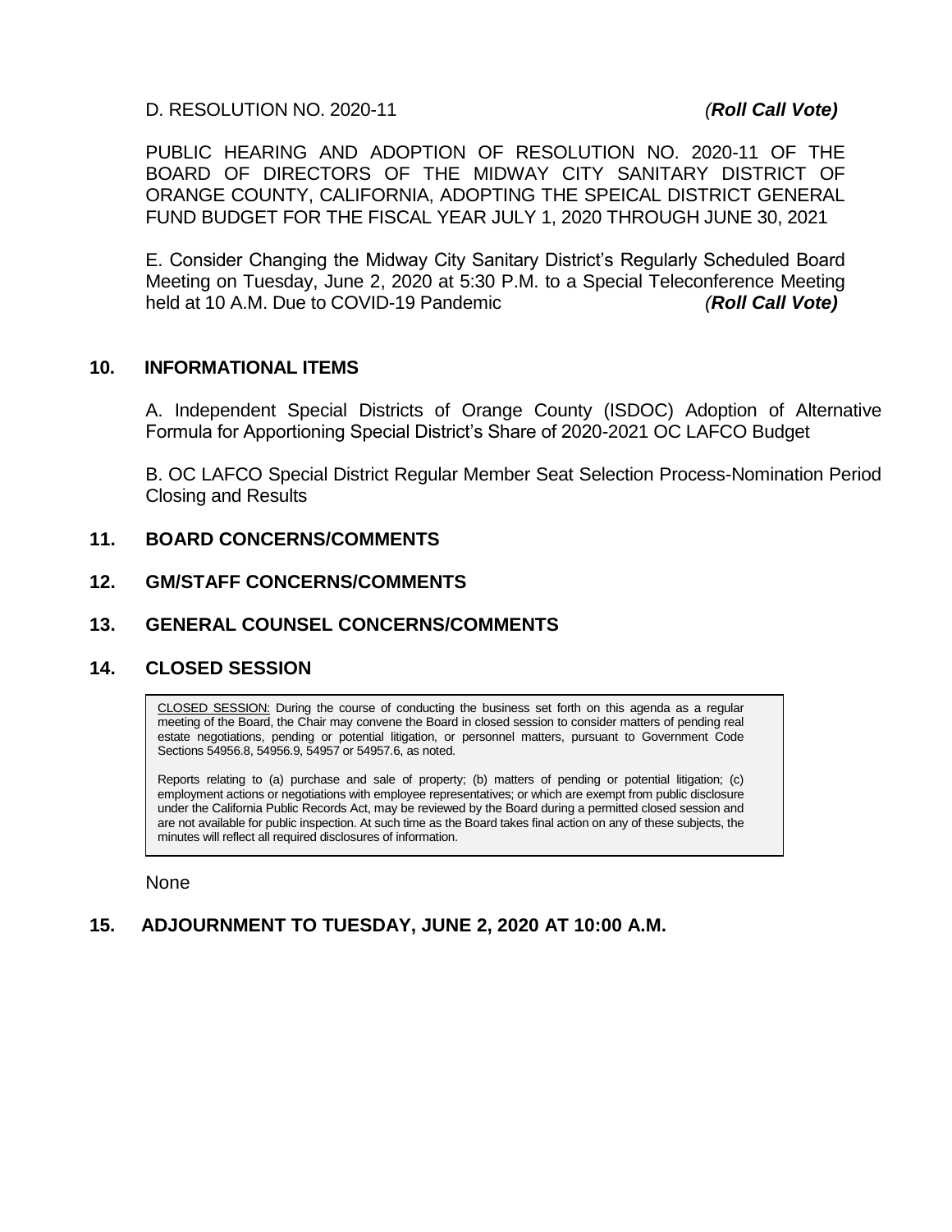D. RESOLUTION NO. 2020-11 *(**Roll Call Vote)***

PUBLIC HEARING AND ADOPTION OF RESOLUTION NO. 2020-11 OF THE BOARD OF DIRECTORS OF THE MIDWAY CITY SANITARY DISTRICT OF ORANGE COUNTY, CALIFORNIA, ADOPTING THE SPEICAL DISTRICT GENERAL FUND BUDGET FOR THE FISCAL YEAR JULY 1, 2020 THROUGH JUNE 30, 2021

E. Consider Changing the Midway City Sanitary District's Regularly Scheduled Board Meeting on Tuesday, June 2, 2020 at 5:30 P.M. to a Special Teleconference Meeting held at 10 A.M. Due to COVID-19 Pandemic *(**Roll Call Vote)***

## 10. INFORMATIONAL ITEMS

A. Independent Special Districts of Orange County (ISDOC) Adoption of Alternative Formula for Apportioning Special District's Share of 2020-2021 OC LAFCO Budget

B. OC LAFCO Special District Regular Member Seat Selection Process-Nomination Period Closing and Results

## 11. BOARD CONCERNS/COMMENTS

## 12. GM/STAFF CONCERNS/COMMENTS

## 13. GENERAL COUNSEL CONCERNS/COMMENTS

## 14. CLOSED SESSION

CLOSED SESSION: During the course of conducting the business set forth on this agenda as a regular meeting of the Board, the Chair may convene the Board in closed session to consider matters of pending real estate negotiations, pending or potential litigation, or personnel matters, pursuant to Government Code Sections 54956.8, 54956.9, 54957 or 54957.6, as noted.

Reports relating to (a) purchase and sale of property; (b) matters of pending or potential litigation; (c) employment actions or negotiations with employee representatives; or which are exempt from public disclosure under the California Public Records Act, may be reviewed by the Board during a permitted closed session and are not available for public inspection. At such time as the Board takes final action on any of these subjects, the minutes will reflect all required disclosures of information.

None

## 15. ADJOURNMENT TO TUESDAY, JUNE 2, 2020 AT 10:00 A.M.